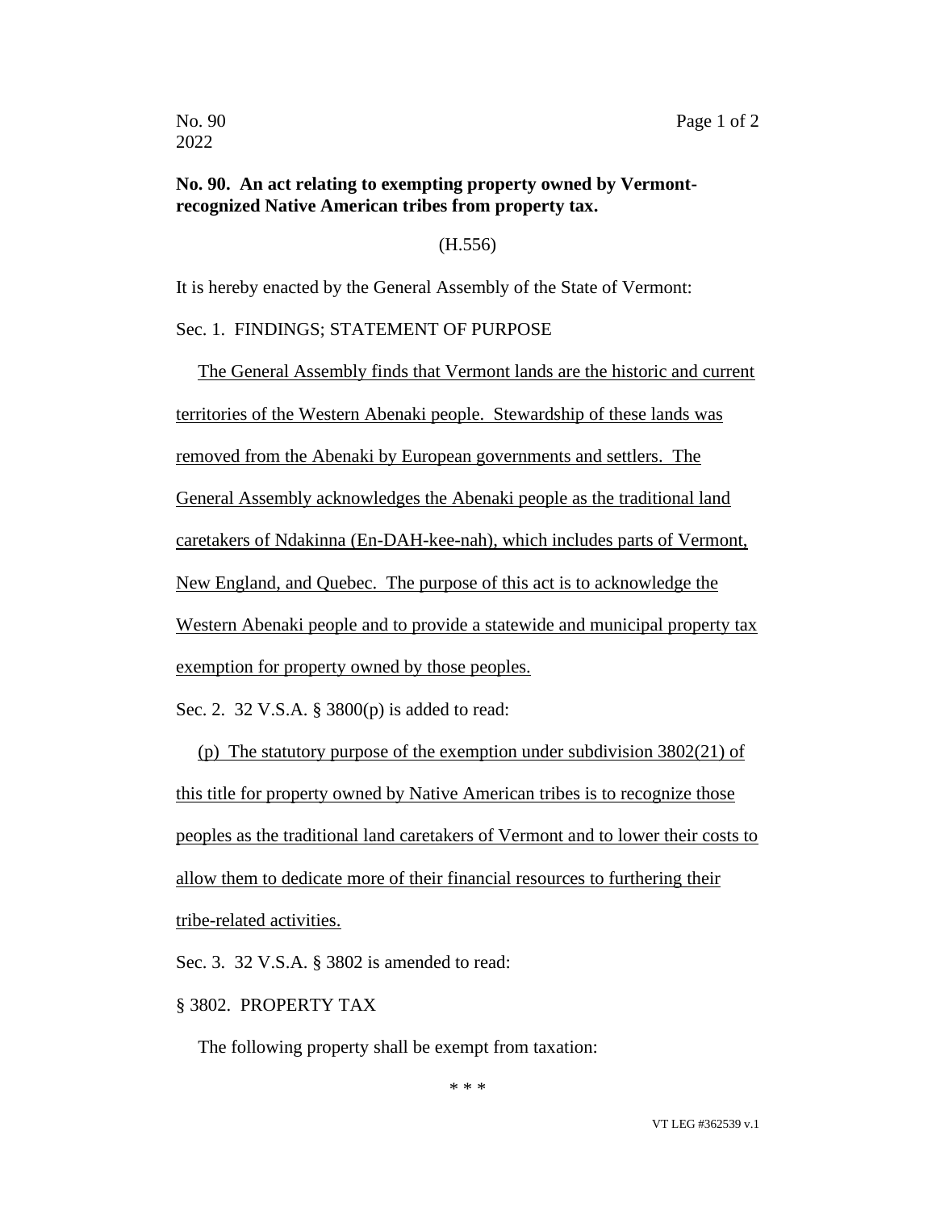## No. 90. An act relating to exempting property owned by Vermont-recognized Native American tribes from property tax.

(H.556)

It is hereby enacted by the General Assembly of the State of Vermont:

Sec. 1. FINDINGS; STATEMENT OF PURPOSE

The General Assembly finds that Vermont lands are the historic and current territories of the Western Abenaki people. Stewardship of these lands was removed from the Abenaki by European governments and settlers. The General Assembly acknowledges the Abenaki people as the traditional land caretakers of Ndakinna (En-DAH-kee-nah), which includes parts of Vermont, New England, and Quebec. The purpose of this act is to acknowledge the Western Abenaki people and to provide a statewide and municipal property tax exemption for property owned by those peoples.

Sec. 2. 32 V.S.A. § 3800(p) is added to read:

(p) The statutory purpose of the exemption under subdivision 3802(21) of this title for property owned by Native American tribes is to recognize those peoples as the traditional land caretakers of Vermont and to lower their costs to allow them to dedicate more of their financial resources to furthering their tribe-related activities.

Sec. 3. 32 V.S.A. § 3802 is amended to read:

§ 3802. PROPERTY TAX

The following property shall be exempt from taxation:

\* \* \*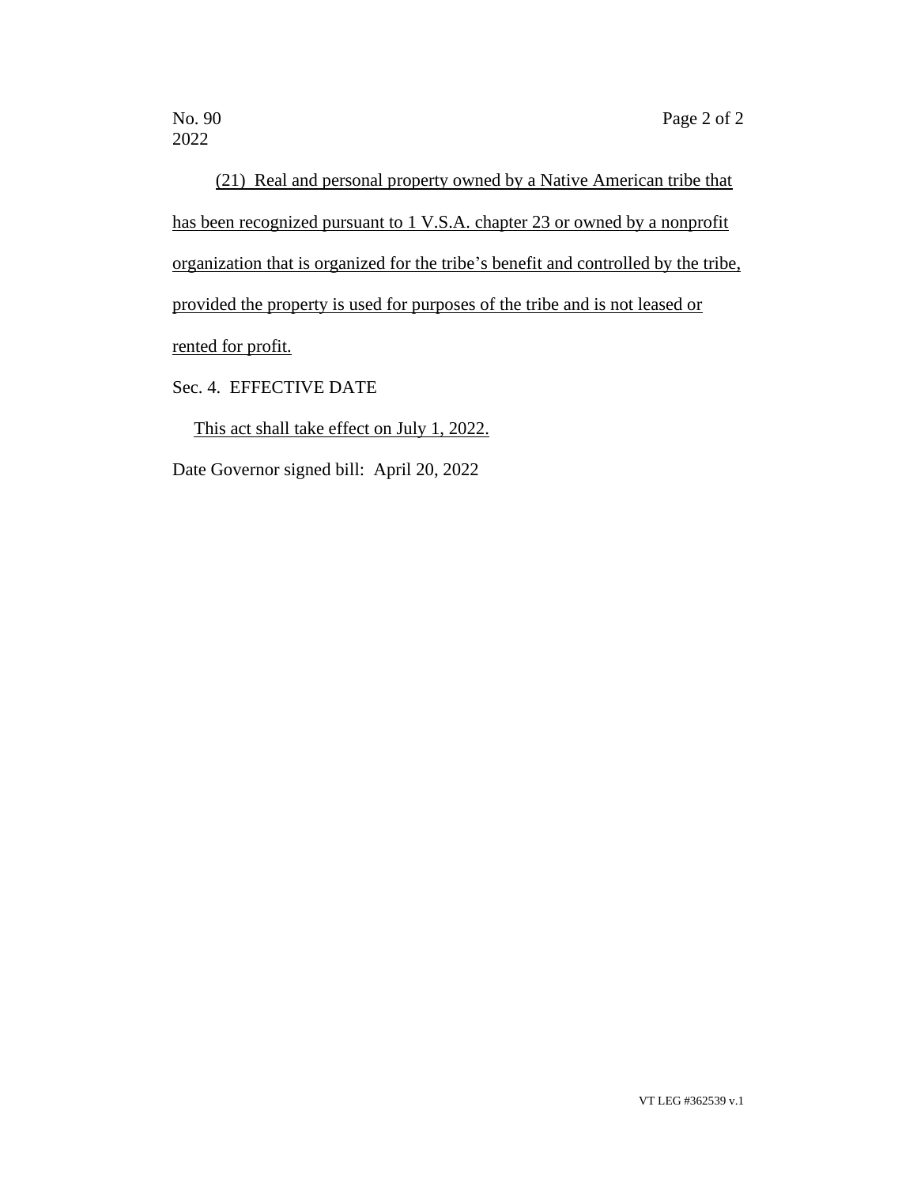(21) Real and personal property owned by a Native American tribe that has been recognized pursuant to 1 V.S.A. chapter 23 or owned by a nonprofit organization that is organized for the tribe's benefit and controlled by the tribe, provided the property is used for purposes of the tribe and is not leased or rented for profit.

Sec. 4. EFFECTIVE DATE

This act shall take effect on July 1, 2022.

Date Governor signed bill: April 20, 2022